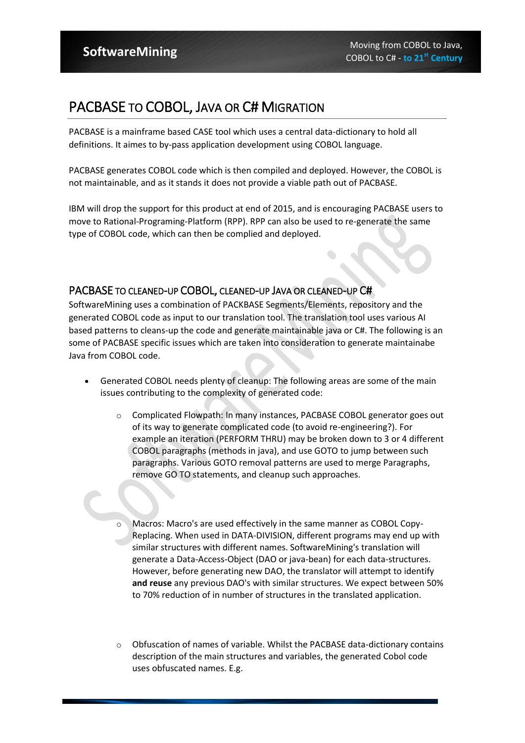# PACBASE TO COBOL, JAVA OR C# MIGRATION

PACBASE is a mainframe based CASE tool which uses a central data-dictionary to hold all definitions. It aimes to by-pass application development using COBOL language.

PACBASE generates COBOL code which is then compiled and deployed. However, the COBOL is not maintainable, and as it stands it does not provide a viable path out of PACBASE.

IBM will drop the support for this product at end of 2015, and is encouraging PACBASE users to move to Rational-Programing-Platform (RPP). RPP can also be used to re-generate the same type of COBOL code, which can then be complied and deployed.

## PACBASE TO CLEANED-UP COBOL, CLEANED-UP JAVA OR CLEANED-UP C#

SoftwareMining uses a combination of PACKBASE Segments/Elements, repository and the generated COBOL code as input to our translation tool. The translation tool uses various AI based patterns to cleans-up the code and generate maintainable java or C#. The following is an some of PACBASE specific issues which are taken into consideration to generate maintainabe Java from COBOL code.

- Generated COBOL needs plenty of cleanup: The following areas are some of the main issues contributing to the complexity of generated code:
  - Complicated Flowpath: In many instances, PACBASE COBOL generator goes out of its way to generate complicated code (to avoid re-engineering?). For example an iteration (PERFORM THRU) may be broken down to 3 or 4 different COBOL paragraphs (methods in java), and use GOTO to jump between such paragraphs. Various GOTO removal patterns are used to merge Paragraphs, remove GO TO statements, and cleanup such approaches.
  - Macros: Macro's are used effectively in the same manner as COBOL Copy-Replacing. When used in DATA-DIVISION, different programs may end up with similar structures with different names. SoftwareMining's translation will generate a Data-Access-Object (DAO or java-bean) for each data-structures. However, before generating new DAO, the translator will attempt to identify **and reuse** any previous DAO's with similar structures. We expect between 50% to 70% reduction of in number of structures in the translated application.
  - Obfuscation of names of variable. Whilst the PACBASE data-dictionary contains description of the main structures and variables, the generated Cobol code uses obfuscated names. E.g.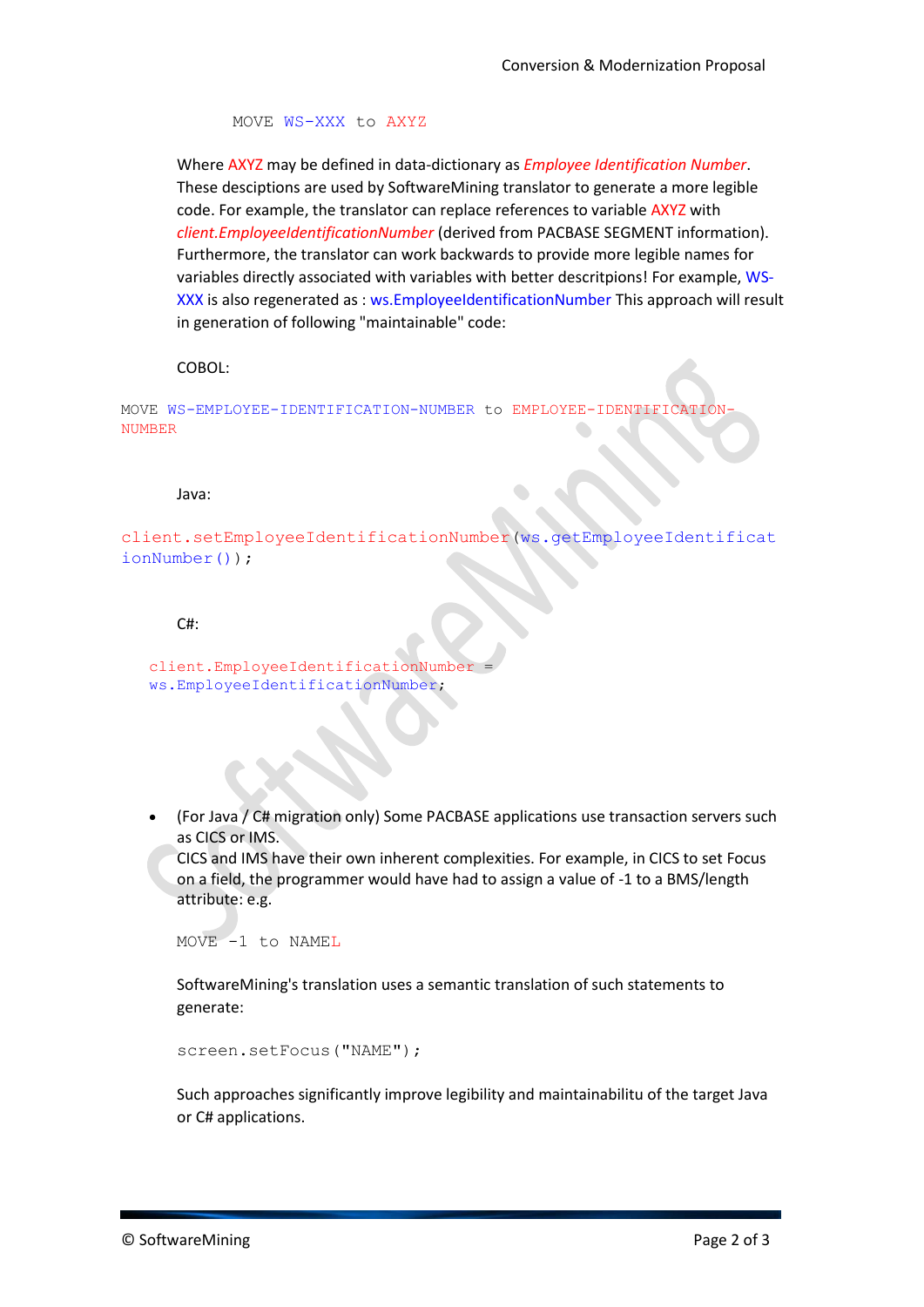```
MOVE WS-XXX to AXYZ
```

Where AXYZ may be defined in data-dictionary as *Employee Identification Number*. These desciptions are used by SoftwareMining translator to generate a more legible code. For example, the translator can replace references to variable AXYZ with *client.EmployeeIdentificationNumber* (derived from PACBASE SEGMENT information). Furthermore, the translator can work backwards to provide more legible names for variables directly associated with variables with better descritpions! For example, WS-XXX is also regenerated as : ws.EmployeeIdentificationNumber This approach will result in generation of following "maintainable" code:

COBOL:

```
MOVE WS-EMPLOYEE-IDENTIFICATION-NUMBER to EMPLOYEE-IDENTIFICATION-NUMBER
```

Java:

```
client.setEmployeeIdentificationNumber(ws.getEmployeeIdentificationNumber());
```

C#:

```
client.EmployeeIdentificationNumber =
ws.EmployeeIdentificationNumber;
```

- (For Java / C# migration only) Some PACBASE applications use transaction servers such as CICS or IMS.
  CICS and IMS have their own inherent complexities. For example, in CICS to set Focus on a field, the programmer would have had to assign a value of -1 to a BMS/length attribute: e.g.

  ```
  MOVE -1 to NAMEL
  ```

  SoftwareMining's translation uses a semantic translation of such statements to generate:

  ```
  screen.setFocus("NAME");
  ```

  Such approaches significantly improve legibility and maintainabilitu of the target Java or C# applications.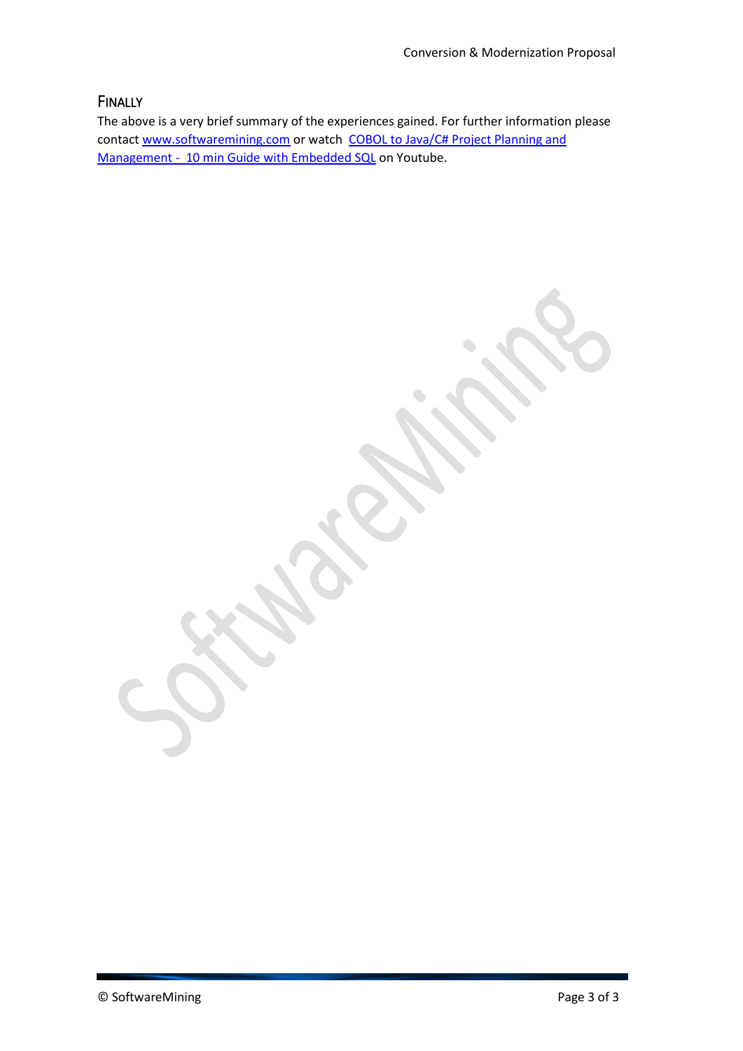## FINALLY

The above is a very brief summary of the experiences gained. For further information please contact [www.softwaremining.com](http://www.softwaremining.com) or watch [COBOL to Java/C# Project Planning and Management - 10 min Guide with Embedded SQL]() on Youtube.